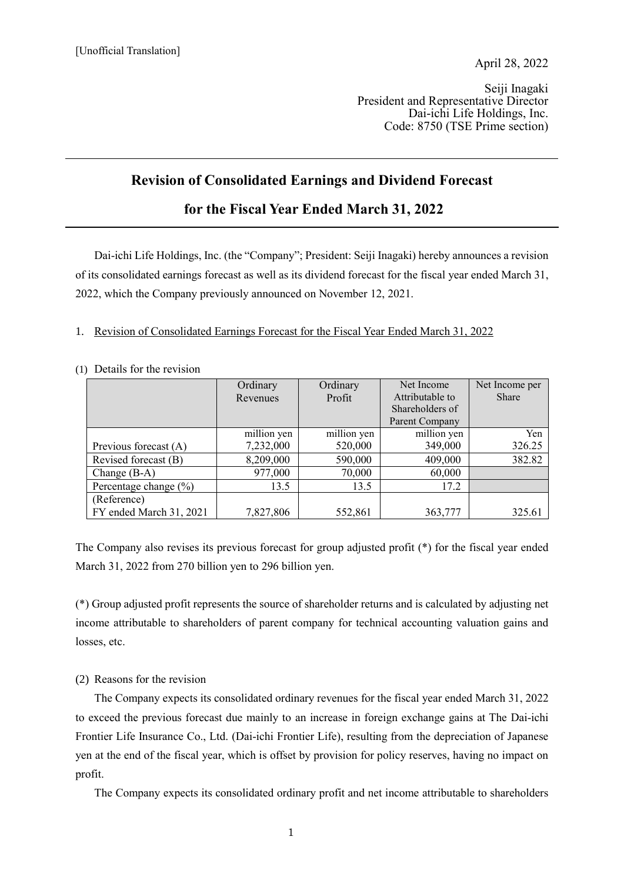[Unofficial Translation]

April 28, 2022

Seiji Inagaki
President and Representative Director
Dai-ichi Life Holdings, Inc.
Code: 8750 (TSE Prime section)

# Revision of Consolidated Earnings and Dividend Forecast for the Fiscal Year Ended March 31, 2022

Dai-ichi Life Holdings, Inc. (the "Company"; President: Seiji Inagaki) hereby announces a revision of its consolidated earnings forecast as well as its dividend forecast for the fiscal year ended March 31, 2022, which the Company previously announced on November 12, 2021.

1. Revision of Consolidated Earnings Forecast for the Fiscal Year Ended March 31, 2022

(1) Details for the revision

| | Ordinary Revenues | Ordinary Profit | Net Income Attributable to Shareholders of Parent Company | Net Income per Share |
|---|---|---|---|---|
| | million yen | million yen | million yen | Yen |
| Previous forecast (A) | 7,232,000 | 520,000 | 349,000 | 326.25 |
| Revised forecast (B) | 8,209,000 | 590,000 | 409,000 | 382.82 |
| Change (B-A) | 977,000 | 70,000 | 60,000 | |
| Percentage change (%) | 13.5 | 13.5 | 17.2 | |
| (Reference) FY ended March 31, 2021 | 7,827,806 | 552,861 | 363,777 | 325.61 |

The Company also revises its previous forecast for group adjusted profit (*) for the fiscal year ended March 31, 2022 from 270 billion yen to 296 billion yen.

(*) Group adjusted profit represents the source of shareholder returns and is calculated by adjusting net income attributable to shareholders of parent company for technical accounting valuation gains and losses, etc.

(2) Reasons for the revision

The Company expects its consolidated ordinary revenues for the fiscal year ended March 31, 2022 to exceed the previous forecast due mainly to an increase in foreign exchange gains at The Dai-ichi Frontier Life Insurance Co., Ltd. (Dai-ichi Frontier Life), resulting from the depreciation of Japanese yen at the end of the fiscal year, which is offset by provision for policy reserves, having no impact on profit.

The Company expects its consolidated ordinary profit and net income attributable to shareholders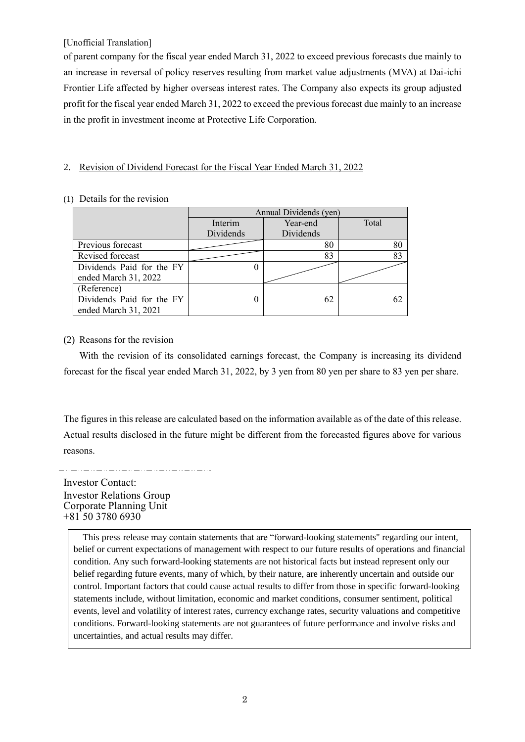[Unofficial Translation]

of parent company for the fiscal year ended March 31, 2022 to exceed previous forecasts due mainly to an increase in reversal of policy reserves resulting from market value adjustments (MVA) at Dai-ichi Frontier Life affected by higher overseas interest rates. The Company also expects its group adjusted profit for the fiscal year ended March 31, 2022 to exceed the previous forecast due mainly to an increase in the profit in investment income at Protective Life Corporation.

## 2. Revision of Dividend Forecast for the Fiscal Year Ended March 31, 2022

(1) Details for the revision

| | Annual Dividends (yen) | | |
|---|---|---|---|
| | Interim Dividends | Year-end Dividends | Total |
| Previous forecast | | 80 | 80 |
| Revised forecast | | 83 | 83 |
| Dividends Paid for the FY ended March 31, 2022 | 0 | | |
| (Reference) Dividends Paid for the FY ended March 31, 2021 | 0 | 62 | 62 |

(2) Reasons for the revision

With the revision of its consolidated earnings forecast, the Company is increasing its dividend forecast for the fiscal year ended March 31, 2022, by 3 yen from 80 yen per share to 83 yen per share.

The figures in this release are calculated based on the information available as of the date of this release. Actual results disclosed in the future might be different from the forecasted figures above for various reasons.

Investor Contact:
Investor Relations Group
Corporate Planning Unit
+81 50 3780 6930

This press release may contain statements that are "forward-looking statements" regarding our intent, belief or current expectations of management with respect to our future results of operations and financial condition. Any such forward-looking statements are not historical facts but instead represent only our belief regarding future events, many of which, by their nature, are inherently uncertain and outside our control. Important factors that could cause actual results to differ from those in specific forward-looking statements include, without limitation, economic and market conditions, consumer sentiment, political events, level and volatility of interest rates, currency exchange rates, security valuations and competitive conditions. Forward-looking statements are not guarantees of future performance and involve risks and uncertainties, and actual results may differ.